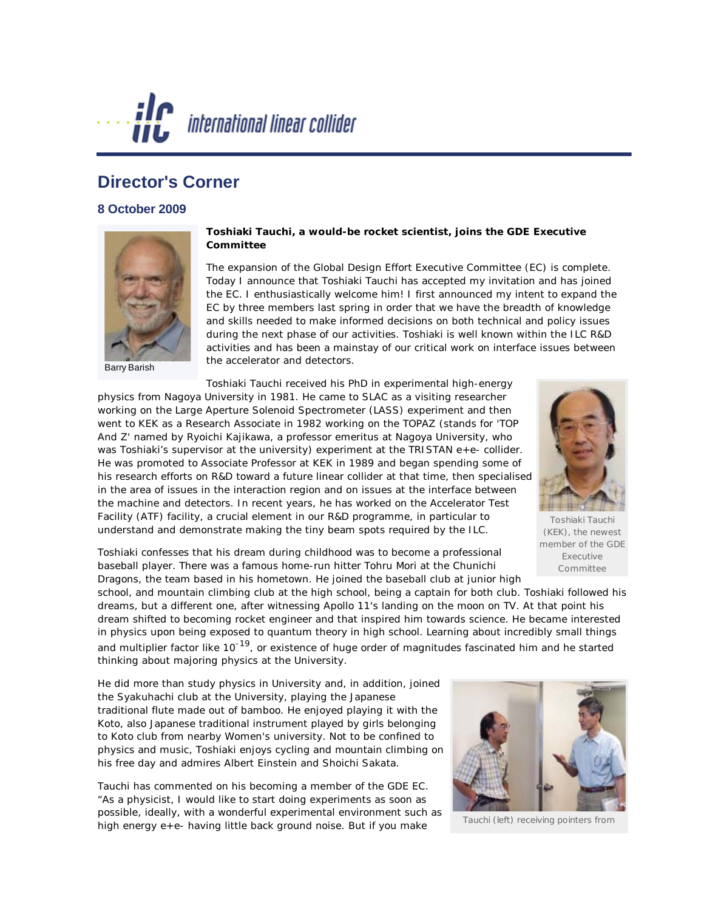# Director's Corner

## 8 October 2009

Barry Barish

**Toshiaki Tauchi, a would-be rocket scientist, joins the GDE Executive Committee**

The expansion of the Global Design Effort Executive Committee (EC) is complete. Today I announce that Toshiaki Tauchi has accepted my invitation and has joined the EC. I enthusiastically welcome him! I first announced my intent to expand the EC by three members last spring in order that we have the breadth of knowledge and skills needed to make informed decisions on both technical and policy issues during the next phase of our activities. Toshiaki is well known within the ILC R&D activities and has been a mainstay of our critical work on interface issues between the accelerator and detectors.

Toshiaki Tauchi received his PhD in experimental high-energy physics from Nagoya University in 1981. He came to SLAC as a visiting researcher working on the Large Aperture Solenoid Spectrometer (LASS) experiment and then went to KEK as a Research Associate in 1982 working on the TOPAZ (stands for 'TOP And Z' named by Ryoichi Kajikawa, a professor emeritus at Nagoya University, who was Toshiaki's supervisor at the university) experiment at the TRISTAN e+e- collider. He was promoted to Associate Professor at KEK in 1989 and began spending some of his research efforts on R&D toward a future linear collider at that time, then specialised in the area of issues in the interaction region and on issues at the interface between the machine and detectors. In recent years, he has worked on the Accelerator Test Facility (ATF) facility, a crucial element in our R&D programme, in particular to understand and demonstrate making the tiny beam spots required by the ILC.

Toshiaki Tauchi (KEK), the newest member of the GDE Executive Committee

Toshiaki confesses that his dream during childhood was to become a professional baseball player. There was a famous home-run hitter Tohru Mori at the Chunichi Dragons, the team based in his hometown. He joined the baseball club at junior high school, and mountain climbing club at the high school, being a captain for both club. Toshiaki followed his dreams, but a different one, after witnessing Apollo 11's landing on the moon on TV. At that point his dream shifted to becoming rocket engineer and that inspired him towards science. He became interested in physics upon being exposed to quantum theory in high school. Learning about incredibly small things and multiplier factor like $10^{-19}$, or existence of huge order of magnitudes fascinated him and he started thinking about majoring physics at the University.

He did more than study physics in University and, in addition, joined the Syakuhachi club at the University, playing the Japanese traditional flute made out of bamboo. He enjoyed playing it with the Koto, also Japanese traditional instrument played by girls belonging to Koto club from nearby Women's university. Not to be confined to physics and music, Toshiaki enjoys cycling and mountain climbing on his free day and admires Albert Einstein and Shoichi Sakata.

Tauchi has commented on his becoming a member of the GDE EC. "As a physicist, I would like to start doing experiments as soon as possible, ideally, with a wonderful experimental environment such as high energy e+e- having little back ground noise. But if you make

Tauchi (left) receiving pointers from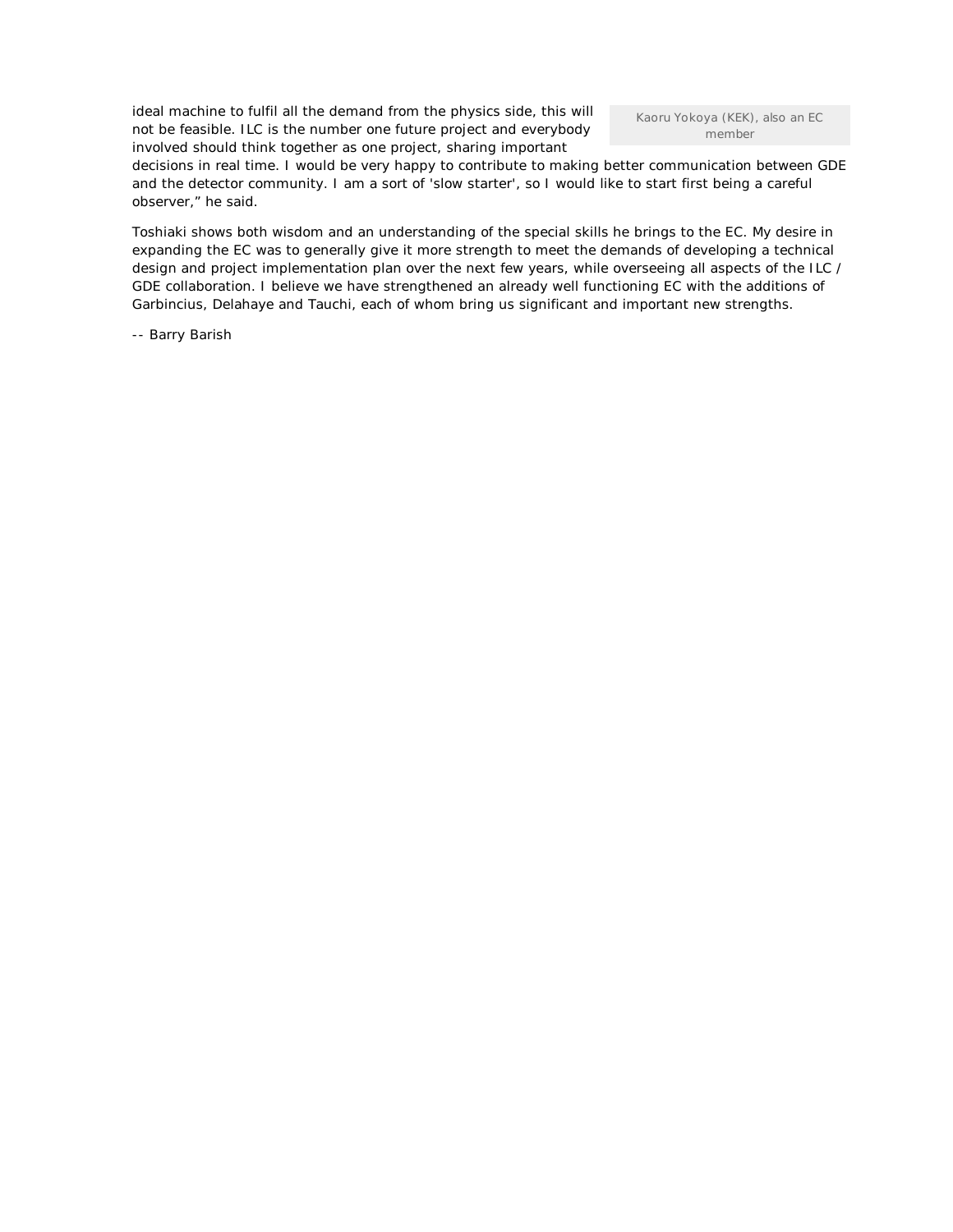ideal machine to fulfil all the demand from the physics side, this will not be feasible. ILC is the number one future project and everybody involved should think together as one project, sharing important decisions in real time. I would be very happy to contribute to making better communication between GDE and the detector community. I am a sort of 'slow starter', so I would like to start first being a careful observer," he said.

Kaoru Yokoya (KEK), also an EC member

Toshiaki shows both wisdom and an understanding of the special skills he brings to the EC. My desire in expanding the EC was to generally give it more strength to meet the demands of developing a technical design and project implementation plan over the next few years, while overseeing all aspects of the ILC / GDE collaboration. I believe we have strengthened an already well functioning EC with the additions of Garbincius, Delahaye and Tauchi, each of whom bring us significant and important new strengths.

-- Barry Barish